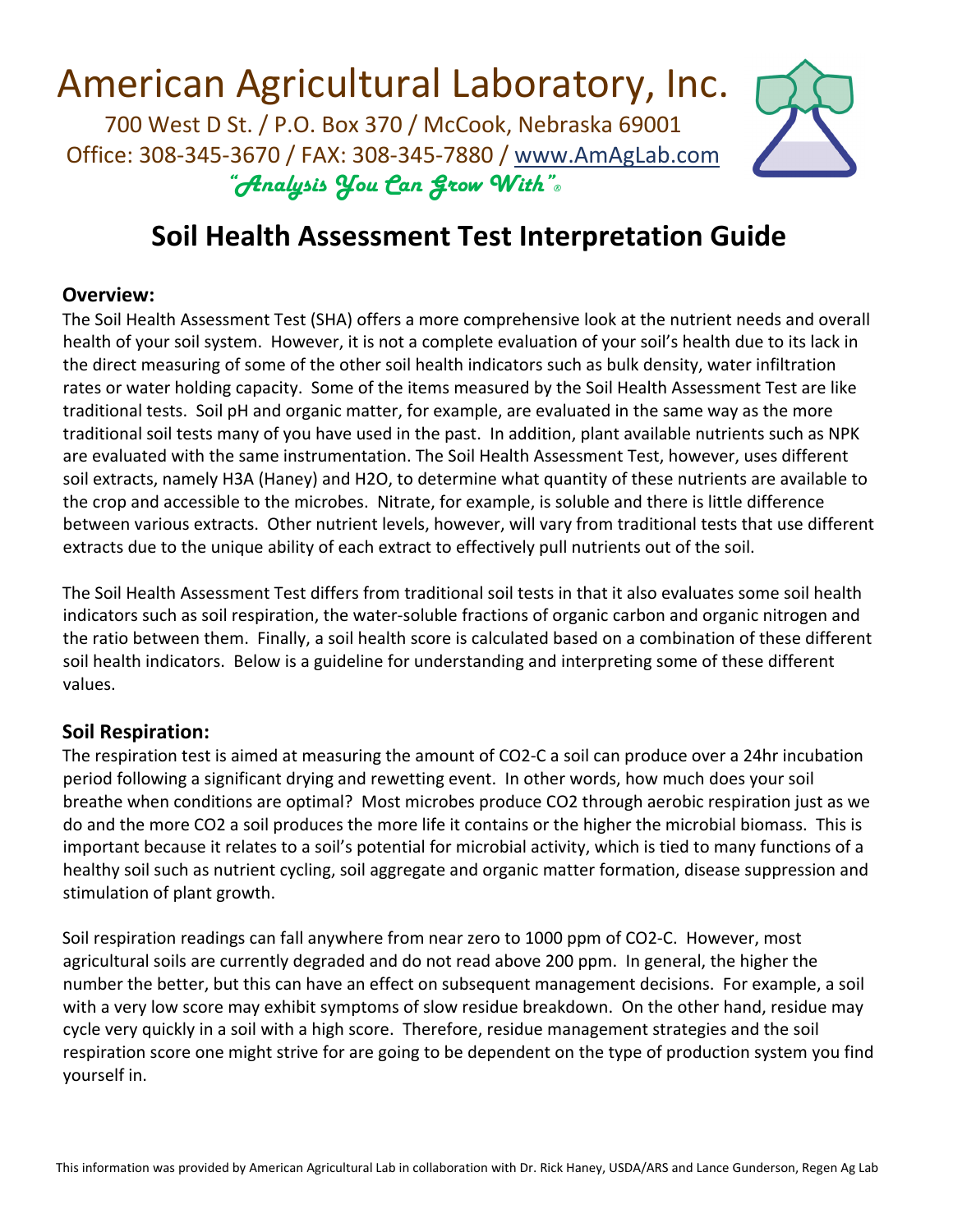# American Agricultural Laboratory, Inc.

700 West D St. / P.O. Box 370 / McCook, Nebraska 69001
Office: 308-345-3670 / FAX: 308-345-7880 / www.AmAgLab.com

*"Analysis You Can Grow With"®*

## Soil Health Assessment Test Interpretation Guide

### Overview:

The Soil Health Assessment Test (SHA) offers a more comprehensive look at the nutrient needs and overall health of your soil system. However, it is not a complete evaluation of your soil's health due to its lack in the direct measuring of some of the other soil health indicators such as bulk density, water infiltration rates or water holding capacity. Some of the items measured by the Soil Health Assessment Test are like traditional tests. Soil pH and organic matter, for example, are evaluated in the same way as the more traditional soil tests many of you have used in the past. In addition, plant available nutrients such as NPK are evaluated with the same instrumentation. The Soil Health Assessment Test, however, uses different soil extracts, namely H3A (Haney) and $H_2O$, to determine what quantity of these nutrients are available to the crop and accessible to the microbes. Nitrate, for example, is soluble and there is little difference between various extracts. Other nutrient levels, however, will vary from traditional tests that use different extracts due to the unique ability of each extract to effectively pull nutrients out of the soil.

The Soil Health Assessment Test differs from traditional soil tests in that it also evaluates some soil health indicators such as soil respiration, the water-soluble fractions of organic carbon and organic nitrogen and the ratio between them. Finally, a soil health score is calculated based on a combination of these different soil health indicators. Below is a guideline for understanding and interpreting some of these different values.

### Soil Respiration:

The respiration test is aimed at measuring the amount of $CO_2$-C a soil can produce over a 24hr incubation period following a significant drying and rewetting event. In other words, how much does your soil breathe when conditions are optimal? Most microbes produce $CO_2$ through aerobic respiration just as we do and the more $CO_2$ a soil produces the more life it contains or the higher the microbial biomass. This is important because it relates to a soil's potential for microbial activity, which is tied to many functions of a healthy soil such as nutrient cycling, soil aggregate and organic matter formation, disease suppression and stimulation of plant growth.

Soil respiration readings can fall anywhere from near zero to 1000 ppm of $CO_2$-C. However, most agricultural soils are currently degraded and do not read above 200 ppm. In general, the higher the number the better, but this can have an effect on subsequent management decisions. For example, a soil with a very low score may exhibit symptoms of slow residue breakdown. On the other hand, residue may cycle very quickly in a soil with a high score. Therefore, residue management strategies and the soil respiration score one might strive for are going to be dependent on the type of production system you find yourself in.

This information was provided by American Agricultural Lab in collaboration with Dr. Rick Haney, USDA/ARS and Lance Gunderson, Regen Ag Lab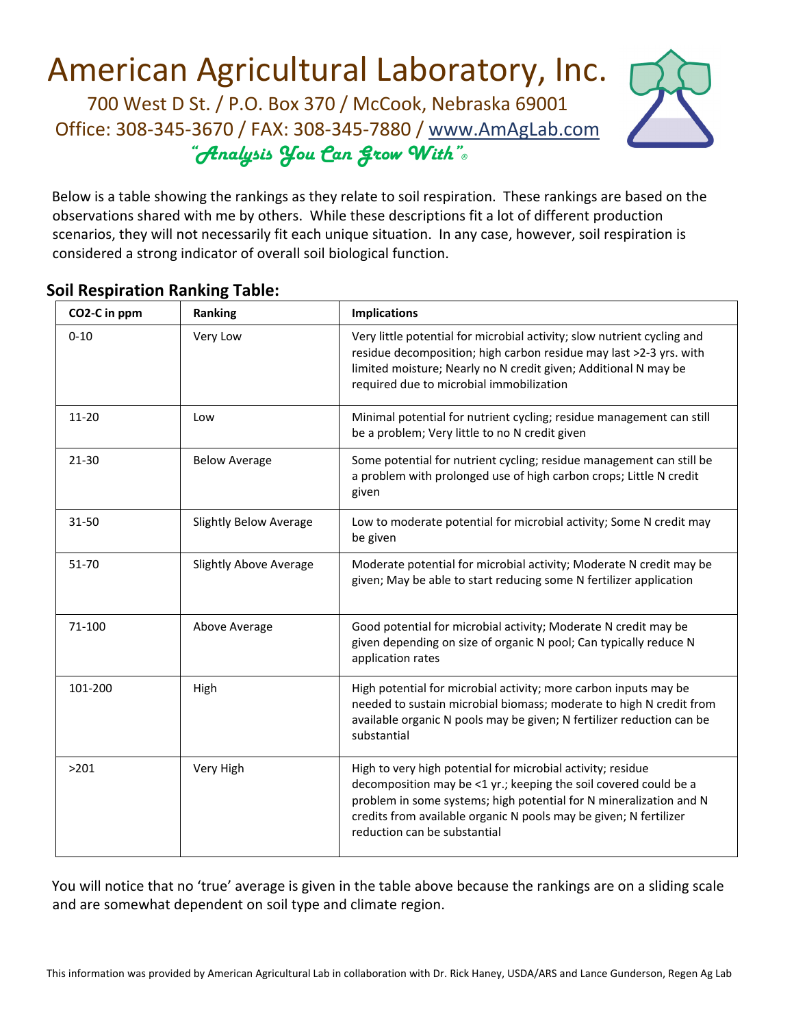# American Agricultural Laboratory, Inc.

700 West D St. / P.O. Box 370 / McCook, Nebraska 69001
Office: 308-345-3670 / FAX: 308-345-7880 / www.AmAgLab.com

*"Analysis You Can Grow With"®*

Below is a table showing the rankings as they relate to soil respiration. These rankings are based on the observations shared with me by others. While these descriptions fit a lot of different production scenarios, they will not necessarily fit each unique situation. In any case, however, soil respiration is considered a strong indicator of overall soil biological function.

## Soil Respiration Ranking Table:

| $CO_2$-C in ppm | Ranking | Implications |
|---|---|---|
| 0-10 | Very Low | Very little potential for microbial activity; slow nutrient cycling and residue decomposition; high carbon residue may last >2-3 yrs. with limited moisture; Nearly no N credit given; Additional N may be required due to microbial immobilization |
| 11-20 | Low | Minimal potential for nutrient cycling; residue management can still be a problem; Very little to no N credit given |
| 21-30 | Below Average | Some potential for nutrient cycling; residue management can still be a problem with prolonged use of high carbon crops; Little N credit given |
| 31-50 | Slightly Below Average | Low to moderate potential for microbial activity; Some N credit may be given |
| 51-70 | Slightly Above Average | Moderate potential for microbial activity; Moderate N credit may be given; May be able to start reducing some N fertilizer application |
| 71-100 | Above Average | Good potential for microbial activity; Moderate N credit may be given depending on size of organic N pool; Can typically reduce N application rates |
| 101-200 | High | High potential for microbial activity; more carbon inputs may be needed to sustain microbial biomass; moderate to high N credit from available organic N pools may be given; N fertilizer reduction can be substantial |
| >201 | Very High | High to very high potential for microbial activity; residue decomposition may be <1 yr.; keeping the soil covered could be a problem in some systems; high potential for N mineralization and N credits from available organic N pools may be given; N fertilizer reduction can be substantial |

You will notice that no 'true' average is given in the table above because the rankings are on a sliding scale and are somewhat dependent on soil type and climate region.

This information was provided by American Agricultural Lab in collaboration with Dr. Rick Haney, USDA/ARS and Lance Gunderson, Regen Ag Lab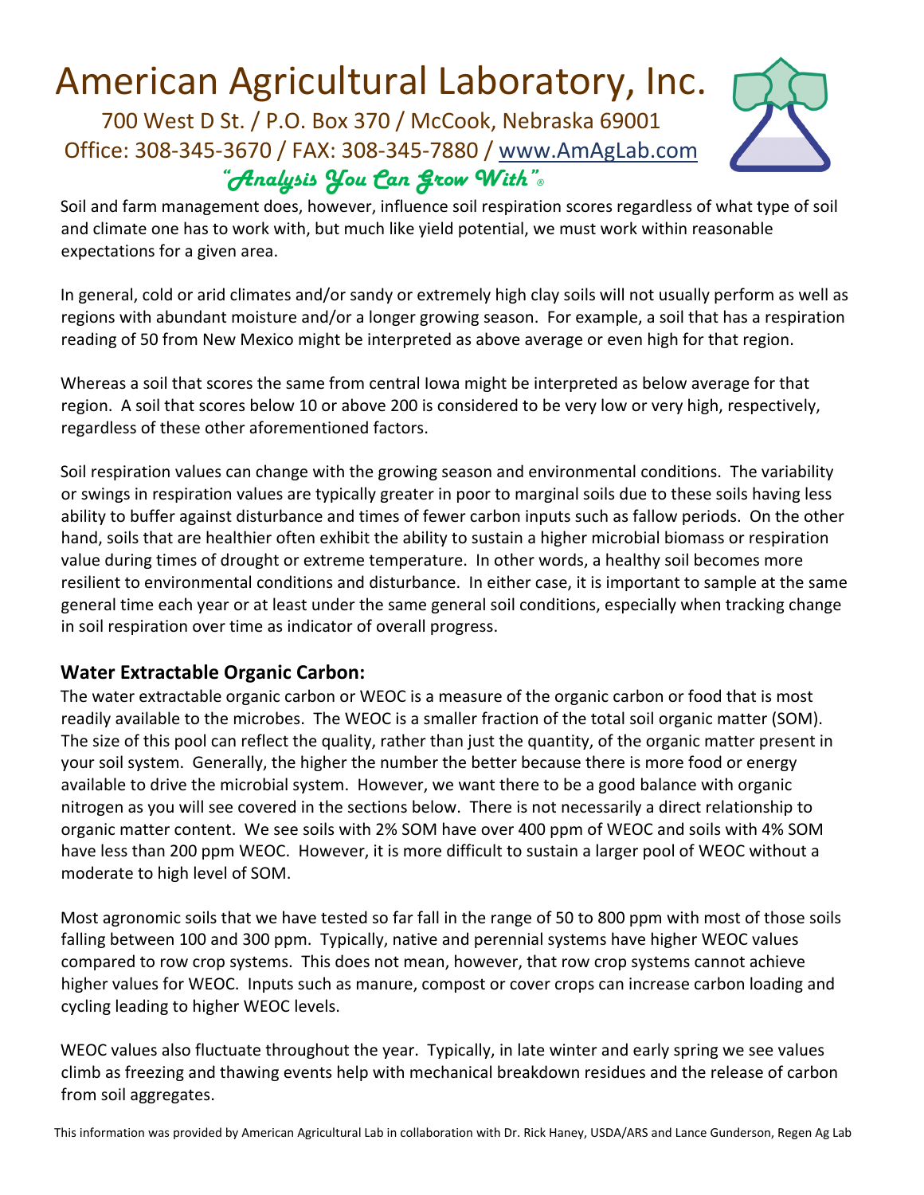Soil and farm management does, however, influence soil respiration scores regardless of what type of soil and climate one has to work with, but much like yield potential, we must work within reasonable expectations for a given area.

In general, cold or arid climates and/or sandy or extremely high clay soils will not usually perform as well as regions with abundant moisture and/or a longer growing season. For example, a soil that has a respiration reading of 50 from New Mexico might be interpreted as above average or even high for that region.

Whereas a soil that scores the same from central Iowa might be interpreted as below average for that region. A soil that scores below 10 or above 200 is considered to be very low or very high, respectively, regardless of these other aforementioned factors.

Soil respiration values can change with the growing season and environmental conditions. The variability or swings in respiration values are typically greater in poor to marginal soils due to these soils having less ability to buffer against disturbance and times of fewer carbon inputs such as fallow periods. On the other hand, soils that are healthier often exhibit the ability to sustain a higher microbial biomass or respiration value during times of drought or extreme temperature. In other words, a healthy soil becomes more resilient to environmental conditions and disturbance. In either case, it is important to sample at the same general time each year or at least under the same general soil conditions, especially when tracking change in soil respiration over time as indicator of overall progress.

### Water Extractable Organic Carbon:

The water extractable organic carbon or WEOC is a measure of the organic carbon or food that is most readily available to the microbes. The WEOC is a smaller fraction of the total soil organic matter (SOM). The size of this pool can reflect the quality, rather than just the quantity, of the organic matter present in your soil system. Generally, the higher the number the better because there is more food or energy available to drive the microbial system. However, we want there to be a good balance with organic nitrogen as you will see covered in the sections below. There is not necessarily a direct relationship to organic matter content. We see soils with 2% SOM have over 400 ppm of WEOC and soils with 4% SOM have less than 200 ppm WEOC. However, it is more difficult to sustain a larger pool of WEOC without a moderate to high level of SOM.

Most agronomic soils that we have tested so far fall in the range of 50 to 800 ppm with most of those soils falling between 100 and 300 ppm. Typically, native and perennial systems have higher WEOC values compared to row crop systems. This does not mean, however, that row crop systems cannot achieve higher values for WEOC. Inputs such as manure, compost or cover crops can increase carbon loading and cycling leading to higher WEOC levels.

WEOC values also fluctuate throughout the year. Typically, in late winter and early spring we see values climb as freezing and thawing events help with mechanical breakdown residues and the release of carbon from soil aggregates.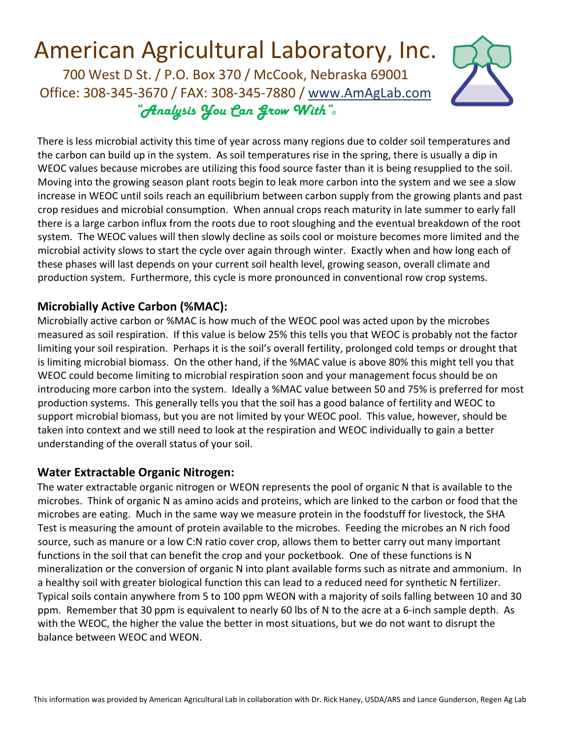# American Agricultural Laboratory, Inc.

700 West D St. / P.O. Box 370 / McCook, Nebraska 69001
Office: 308-345-3670 / FAX: 308-345-7880 / www.AmAgLab.com
*"Analysis You Can Grow With"®*

There is less microbial activity this time of year across many regions due to colder soil temperatures and the carbon can build up in the system. As soil temperatures rise in the spring, there is usually a dip in WEOC values because microbes are utilizing this food source faster than it is being resupplied to the soil. Moving into the growing season plant roots begin to leak more carbon into the system and we see a slow increase in WEOC until soils reach an equilibrium between carbon supply from the growing plants and past crop residues and microbial consumption. When annual crops reach maturity in late summer to early fall there is a large carbon influx from the roots due to root sloughing and the eventual breakdown of the root system. The WEOC values will then slowly decline as soils cool or moisture becomes more limited and the microbial activity slows to start the cycle over again through winter. Exactly when and how long each of these phases will last depends on your current soil health level, growing season, overall climate and production system. Furthermore, this cycle is more pronounced in conventional row crop systems.

## Microbially Active Carbon (%MAC):

Microbially active carbon or %MAC is how much of the WEOC pool was acted upon by the microbes measured as soil respiration. If this value is below 25% this tells you that WEOC is probably not the factor limiting your soil respiration. Perhaps it is the soil's overall fertility, prolonged cold temps or drought that is limiting microbial biomass. On the other hand, if the %MAC value is above 80% this might tell you that WEOC could become limiting to microbial respiration soon and your management focus should be on introducing more carbon into the system. Ideally a %MAC value between 50 and 75% is preferred for most production systems. This generally tells you that the soil has a good balance of fertility and WEOC to support microbial biomass, but you are not limited by your WEOC pool. This value, however, should be taken into context and we still need to look at the respiration and WEOC individually to gain a better understanding of the overall status of your soil.

## Water Extractable Organic Nitrogen:

The water extractable organic nitrogen or WEON represents the pool of organic N that is available to the microbes. Think of organic N as amino acids and proteins, which are linked to the carbon or food that the microbes are eating. Much in the same way we measure protein in the foodstuff for livestock, the SHA Test is measuring the amount of protein available to the microbes. Feeding the microbes an N rich food source, such as manure or a low C:N ratio cover crop, allows them to better carry out many important functions in the soil that can benefit the crop and your pocketbook. One of these functions is N mineralization or the conversion of organic N into plant available forms such as nitrate and ammonium. In a healthy soil with greater biological function this can lead to a reduced need for synthetic N fertilizer. Typical soils contain anywhere from 5 to 100 ppm WEON with a majority of soils falling between 10 and 30 ppm. Remember that 30 ppm is equivalent to nearly 60 lbs of N to the acre at a 6-inch sample depth. As with the WEOC, the higher the value the better in most situations, but we do not want to disrupt the balance between WEOC and WEON.

This information was provided by American Agricultural Lab in collaboration with Dr. Rick Haney, USDA/ARS and Lance Gunderson, Regen Ag Lab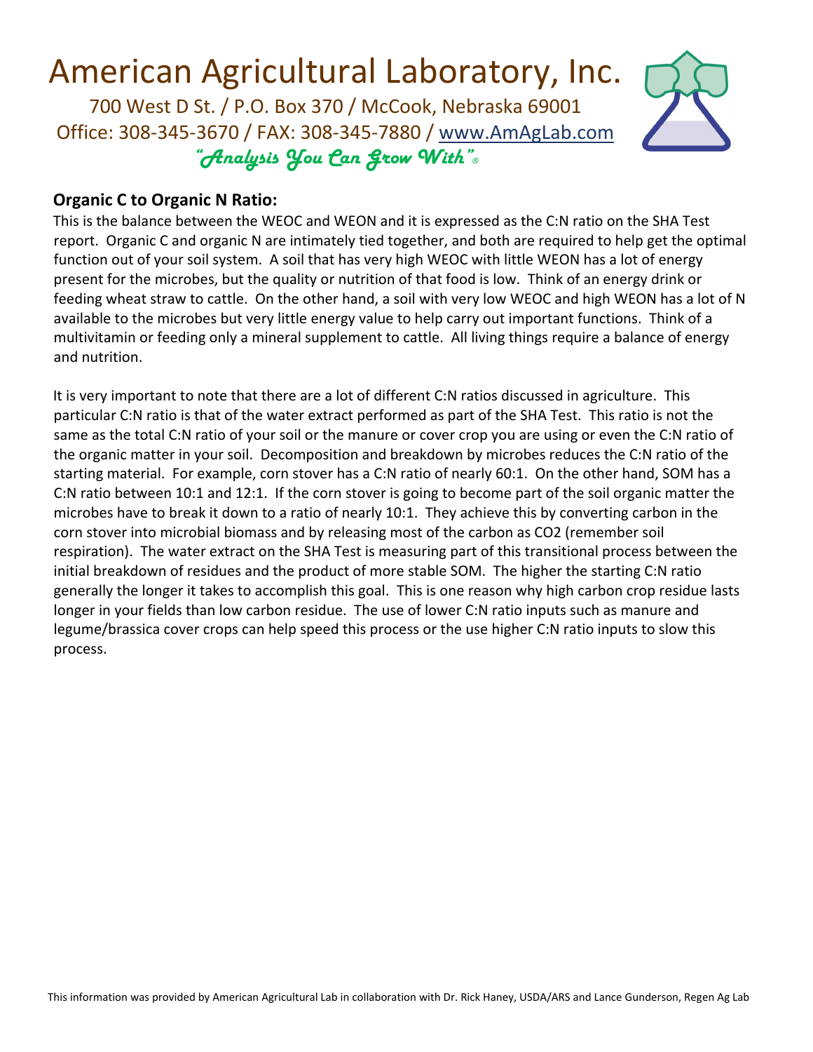# American Agricultural Laboratory, Inc.

700 West D St. / P.O. Box 370 / McCook, Nebraska 69001
Office: 308-345-3670 / FAX: 308-345-7880 / www.AmAgLab.com
*"Analysis You Can Grow With"®*

**Organic C to Organic N Ratio:**

This is the balance between the WEOC and WEON and it is expressed as the C:N ratio on the SHA Test report. Organic C and organic N are intimately tied together, and both are required to help get the optimal function out of your soil system. A soil that has very high WEOC with little WEON has a lot of energy present for the microbes, but the quality or nutrition of that food is low. Think of an energy drink or feeding wheat straw to cattle. On the other hand, a soil with very low WEOC and high WEON has a lot of N available to the microbes but very little energy value to help carry out important functions. Think of a multivitamin or feeding only a mineral supplement to cattle. All living things require a balance of energy and nutrition.

It is very important to note that there are a lot of different C:N ratios discussed in agriculture. This particular C:N ratio is that of the water extract performed as part of the SHA Test. This ratio is not the same as the total C:N ratio of your soil or the manure or cover crop you are using or even the C:N ratio of the organic matter in your soil. Decomposition and breakdown by microbes reduces the C:N ratio of the starting material. For example, corn stover has a C:N ratio of nearly 60:1. On the other hand, SOM has a C:N ratio between 10:1 and 12:1. If the corn stover is going to become part of the soil organic matter the microbes have to break it down to a ratio of nearly 10:1. They achieve this by converting carbon in the corn stover into microbial biomass and by releasing most of the carbon as $CO_2$ (remember soil respiration). The water extract on the SHA Test is measuring part of this transitional process between the initial breakdown of residues and the product of more stable SOM. The higher the starting C:N ratio generally the longer it takes to accomplish this goal. This is one reason why high carbon crop residue lasts longer in your fields than low carbon residue. The use of lower C:N ratio inputs such as manure and legume/brassica cover crops can help speed this process or the use higher C:N ratio inputs to slow this process.

This information was provided by American Agricultural Lab in collaboration with Dr. Rick Haney, USDA/ARS and Lance Gunderson, Regen Ag Lab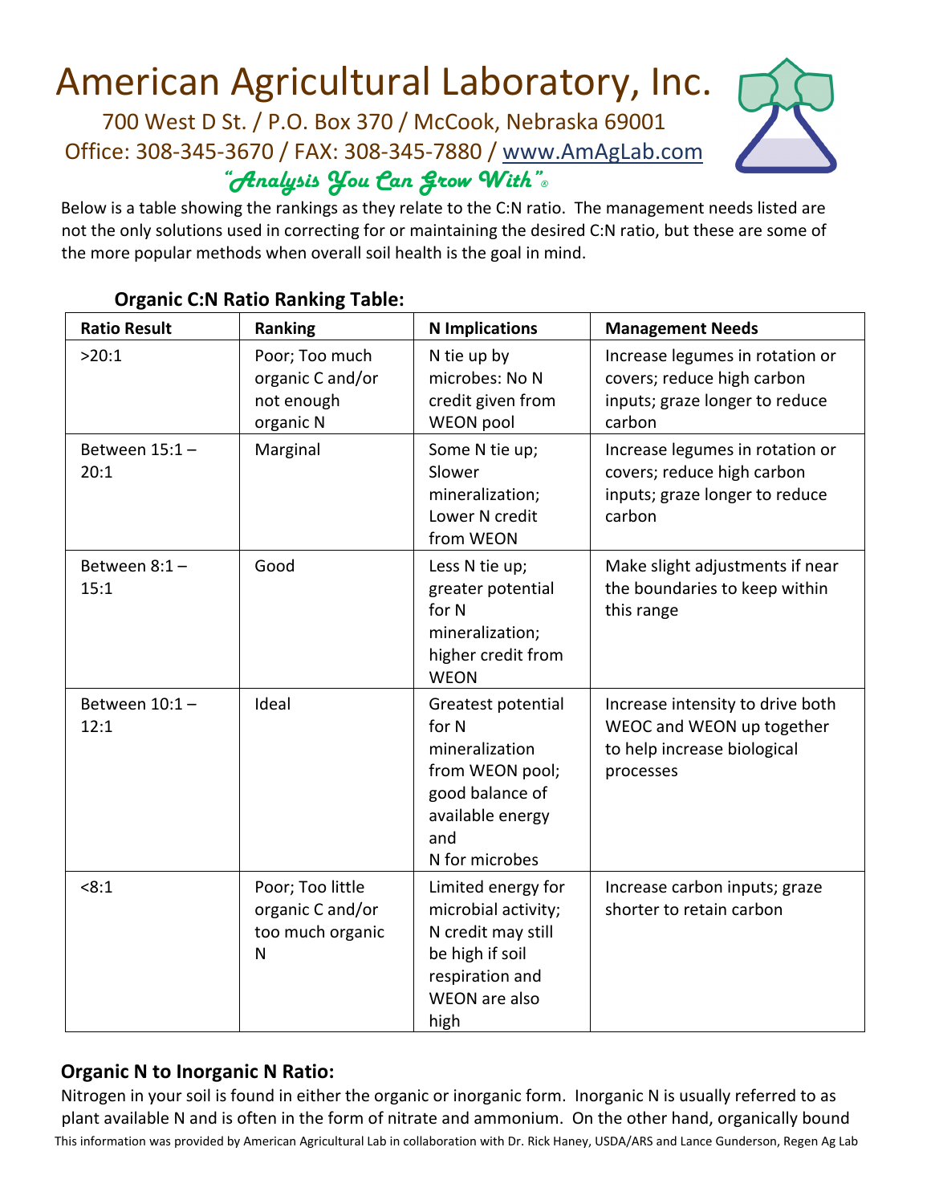# American Agricultural Laboratory, Inc.

700 West D St. / P.O. Box 370 / McCook, Nebraska 69001
Office: 308-345-3670 / FAX: 308-345-7880 / www.AmAgLab.com

*"Analysis You Can Grow With"®*

Below is a table showing the rankings as they relate to the C:N ratio. The management needs listed are not the only solutions used in correcting for or maintaining the desired C:N ratio, but these are some of the more popular methods when overall soil health is the goal in mind.

**Organic C:N Ratio Ranking Table:**

| Ratio Result | Ranking | N Implications | Management Needs |
|---|---|---|---|
| >20:1 | Poor; Too much organic C and/or not enough organic N | N tie up by microbes: No N credit given from WEON pool | Increase legumes in rotation or covers; reduce high carbon inputs; graze longer to reduce carbon |
| Between 15:1 – 20:1 | Marginal | Some N tie up; Slower mineralization; Lower N credit from WEON | Increase legumes in rotation or covers; reduce high carbon inputs; graze longer to reduce carbon |
| Between 8:1 – 15:1 | Good | Less N tie up; greater potential for N mineralization; higher credit from WEON | Make slight adjustments if near the boundaries to keep within this range |
| Between 10:1 – 12:1 | Ideal | Greatest potential for N mineralization from WEON pool; good balance of available energy and N for microbes | Increase intensity to drive both WEOC and WEON up together to help increase biological processes |
| <8:1 | Poor; Too little organic C and/or too much organic N | Limited energy for microbial activity; N credit may still be high if soil respiration and WEON are also high | Increase carbon inputs; graze shorter to retain carbon |

## Organic N to Inorganic N Ratio:

Nitrogen in your soil is found in either the organic or inorganic form. Inorganic N is usually referred to as plant available N and is often in the form of nitrate and ammonium. On the other hand, organically bound

This information was provided by American Agricultural Lab in collaboration with Dr. Rick Haney, USDA/ARS and Lance Gunderson, Regen Ag Lab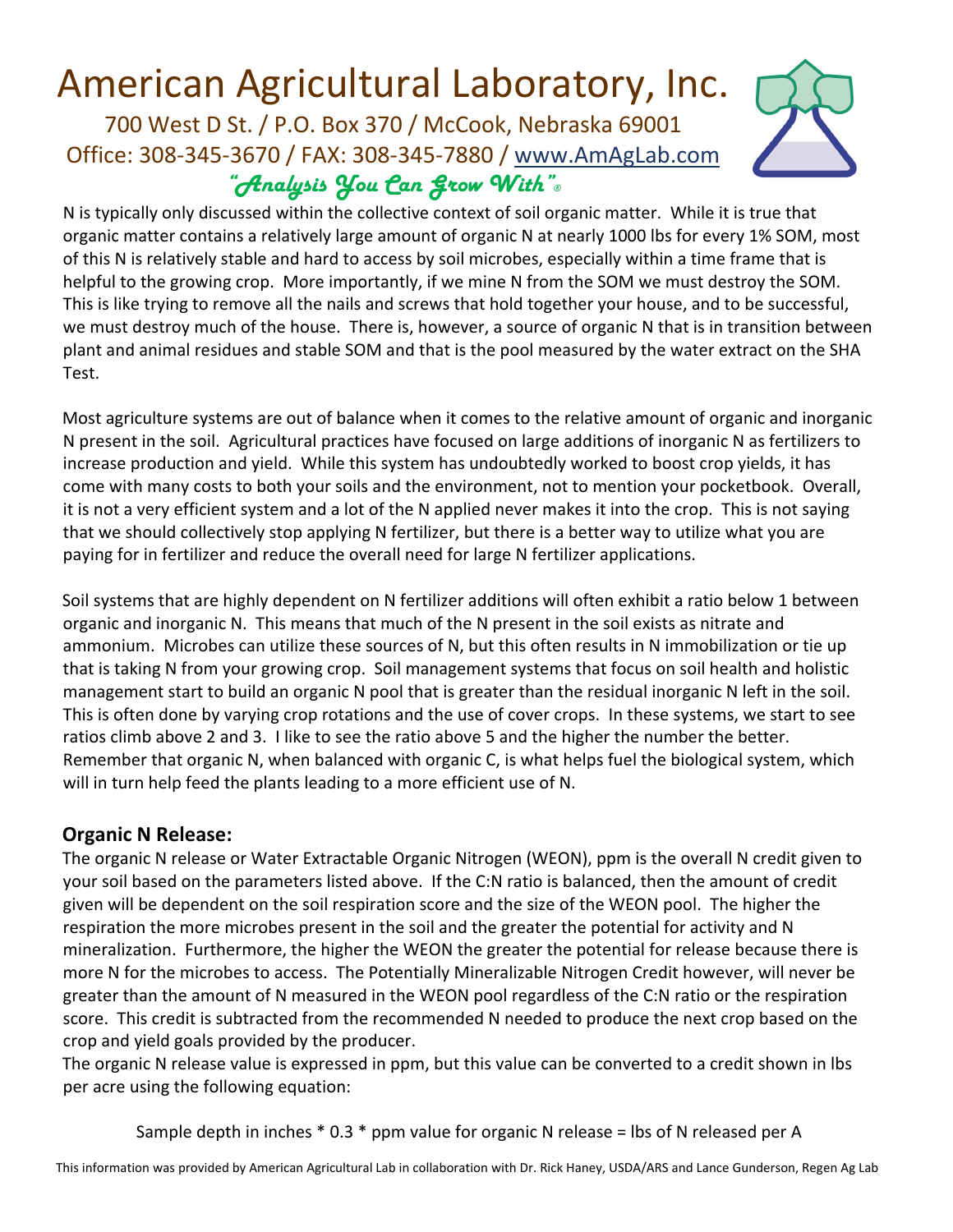N is typically only discussed within the collective context of soil organic matter. While it is true that organic matter contains a relatively large amount of organic N at nearly 1000 lbs for every 1% SOM, most of this N is relatively stable and hard to access by soil microbes, especially within a time frame that is helpful to the growing crop. More importantly, if we mine N from the SOM we must destroy the SOM. This is like trying to remove all the nails and screws that hold together your house, and to be successful, we must destroy much of the house. There is, however, a source of organic N that is in transition between plant and animal residues and stable SOM and that is the pool measured by the water extract on the SHA Test.

Most agriculture systems are out of balance when it comes to the relative amount of organic and inorganic N present in the soil. Agricultural practices have focused on large additions of inorganic N as fertilizers to increase production and yield. While this system has undoubtedly worked to boost crop yields, it has come with many costs to both your soils and the environment, not to mention your pocketbook. Overall, it is not a very efficient system and a lot of the N applied never makes it into the crop. This is not saying that we should collectively stop applying N fertilizer, but there is a better way to utilize what you are paying for in fertilizer and reduce the overall need for large N fertilizer applications.

Soil systems that are highly dependent on N fertilizer additions will often exhibit a ratio below 1 between organic and inorganic N. This means that much of the N present in the soil exists as nitrate and ammonium. Microbes can utilize these sources of N, but this often results in N immobilization or tie up that is taking N from your growing crop. Soil management systems that focus on soil health and holistic management start to build an organic N pool that is greater than the residual inorganic N left in the soil. This is often done by varying crop rotations and the use of cover crops. In these systems, we start to see ratios climb above 2 and 3. I like to see the ratio above 5 and the higher the number the better. Remember that organic N, when balanced with organic C, is what helps fuel the biological system, which will in turn help feed the plants leading to a more efficient use of N.

## Organic N Release:

The organic N release or Water Extractable Organic Nitrogen (WEON), ppm is the overall N credit given to your soil based on the parameters listed above. If the C:N ratio is balanced, then the amount of credit given will be dependent on the soil respiration score and the size of the WEON pool. The higher the respiration the more microbes present in the soil and the greater the potential for activity and N mineralization. Furthermore, the higher the WEON the greater the potential for release because there is more N for the microbes to access. The Potentially Mineralizable Nitrogen Credit however, will never be greater than the amount of N measured in the WEON pool regardless of the C:N ratio or the respiration score. This credit is subtracted from the recommended N needed to produce the next crop based on the crop and yield goals provided by the producer.

The organic N release value is expressed in ppm, but this value can be converted to a credit shown in lbs per acre using the following equation:

$$\text{Sample depth in inches} \times 0.3 \times \text{ppm value for organic N release} = \text{lbs of N released per A}$$

This information was provided by American Agricultural Lab in collaboration with Dr. Rick Haney, USDA/ARS and Lance Gunderson, Regen Ag Lab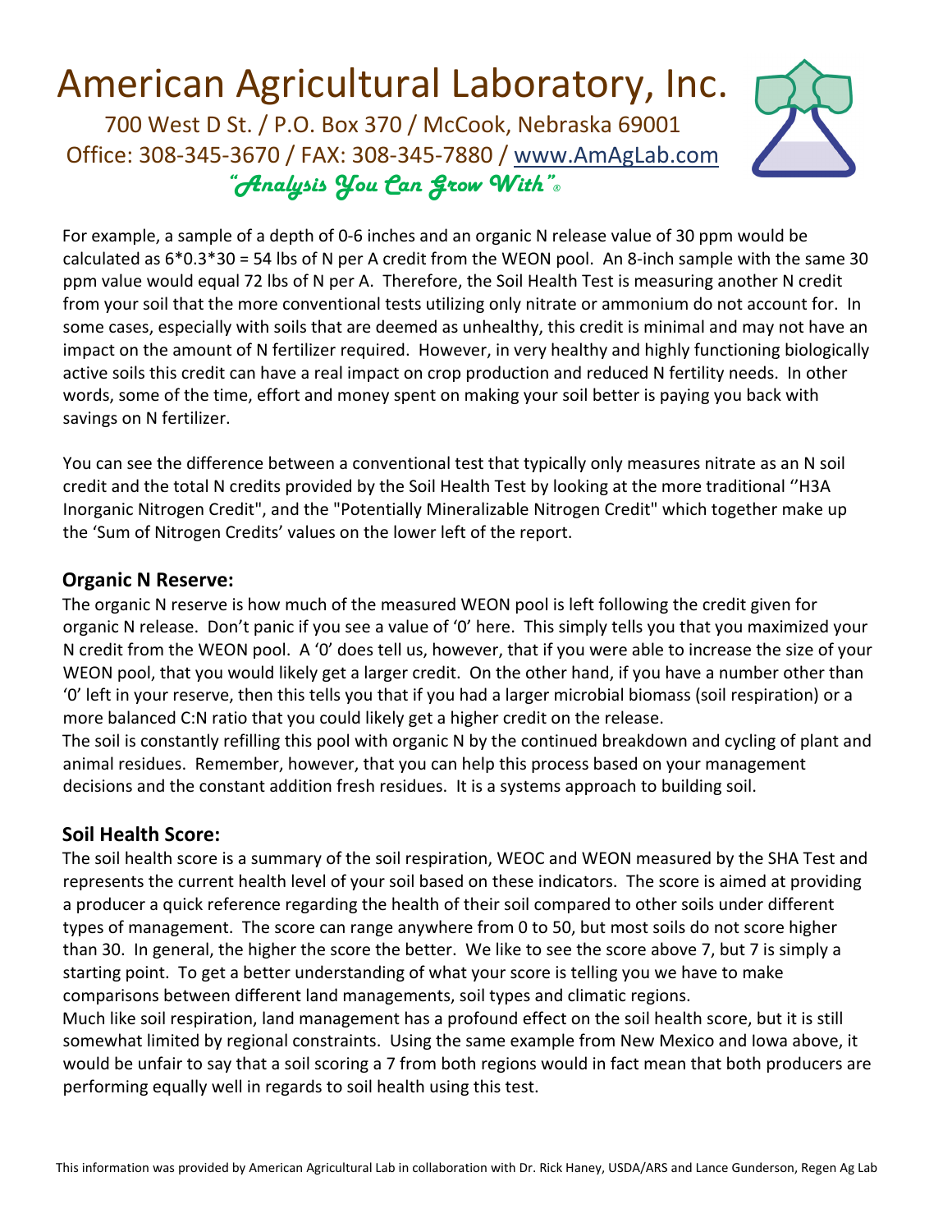For example, a sample of a depth of 0-6 inches and an organic N release value of 30 ppm would be calculated as 6*0.3*30 = 54 lbs of N per A credit from the WEON pool. An 8-inch sample with the same 30 ppm value would equal 72 lbs of N per A. Therefore, the Soil Health Test is measuring another N credit from your soil that the more conventional tests utilizing only nitrate or ammonium do not account for. In some cases, especially with soils that are deemed as unhealthy, this credit is minimal and may not have an impact on the amount of N fertilizer required. However, in very healthy and highly functioning biologically active soils this credit can have a real impact on crop production and reduced N fertility needs. In other words, some of the time, effort and money spent on making your soil better is paying you back with savings on N fertilizer.

You can see the difference between a conventional test that typically only measures nitrate as an N soil credit and the total N credits provided by the Soil Health Test by looking at the more traditional ''H3A Inorganic Nitrogen Credit", and the "Potentially Mineralizable Nitrogen Credit" which together make up the 'Sum of Nitrogen Credits' values on the lower left of the report.

## Organic N Reserve:

The organic N reserve is how much of the measured WEON pool is left following the credit given for organic N release. Don't panic if you see a value of '0' here. This simply tells you that you maximized your N credit from the WEON pool. A '0' does tell us, however, that if you were able to increase the size of your WEON pool, that you would likely get a larger credit. On the other hand, if you have a number other than '0' left in your reserve, then this tells you that if you had a larger microbial biomass (soil respiration) or a more balanced C:N ratio that you could likely get a higher credit on the release.

The soil is constantly refilling this pool with organic N by the continued breakdown and cycling of plant and animal residues. Remember, however, that you can help this process based on your management decisions and the constant addition fresh residues. It is a systems approach to building soil.

## Soil Health Score:

The soil health score is a summary of the soil respiration, WEOC and WEON measured by the SHA Test and represents the current health level of your soil based on these indicators. The score is aimed at providing a producer a quick reference regarding the health of their soil compared to other soils under different types of management. The score can range anywhere from 0 to 50, but most soils do not score higher than 30. In general, the higher the score the better. We like to see the score above 7, but 7 is simply a starting point. To get a better understanding of what your score is telling you we have to make comparisons between different land managements, soil types and climatic regions.

Much like soil respiration, land management has a profound effect on the soil health score, but it is still somewhat limited by regional constraints. Using the same example from New Mexico and Iowa above, it would be unfair to say that a soil scoring a 7 from both regions would in fact mean that both producers are performing equally well in regards to soil health using this test.

This information was provided by American Agricultural Lab in collaboration with Dr. Rick Haney, USDA/ARS and Lance Gunderson, Regen Ag Lab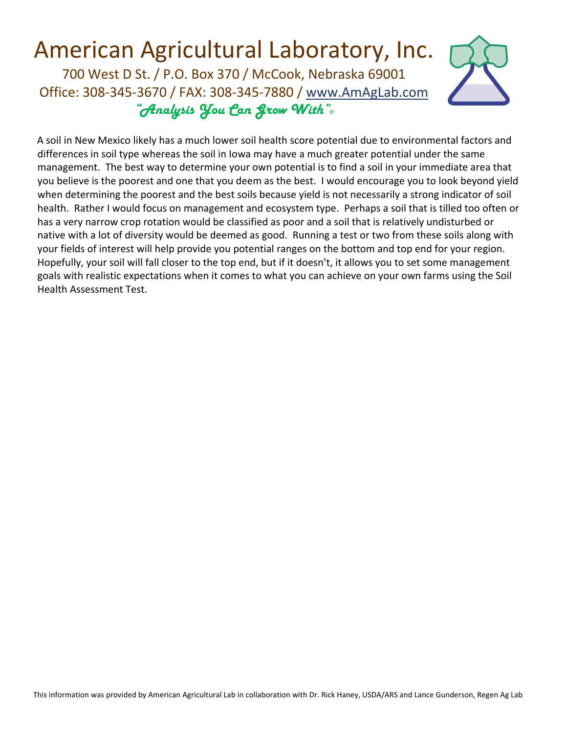A soil in New Mexico likely has a much lower soil health score potential due to environmental factors and differences in soil type whereas the soil in Iowa may have a much greater potential under the same management. The best way to determine your own potential is to find a soil in your immediate area that you believe is the poorest and one that you deem as the best. I would encourage you to look beyond yield when determining the poorest and the best soils because yield is not necessarily a strong indicator of soil health. Rather I would focus on management and ecosystem type. Perhaps a soil that is tilled too often or has a very narrow crop rotation would be classified as poor and a soil that is relatively undisturbed or native with a lot of diversity would be deemed as good. Running a test or two from these soils along with your fields of interest will help provide you potential ranges on the bottom and top end for your region. Hopefully, your soil will fall closer to the top end, but if it doesn't, it allows you to set some management goals with realistic expectations when it comes to what you can achieve on your own farms using the Soil Health Assessment Test.

This information was provided by American Agricultural Lab in collaboration with Dr. Rick Haney, USDA/ARS and Lance Gunderson, Regen Ag Lab